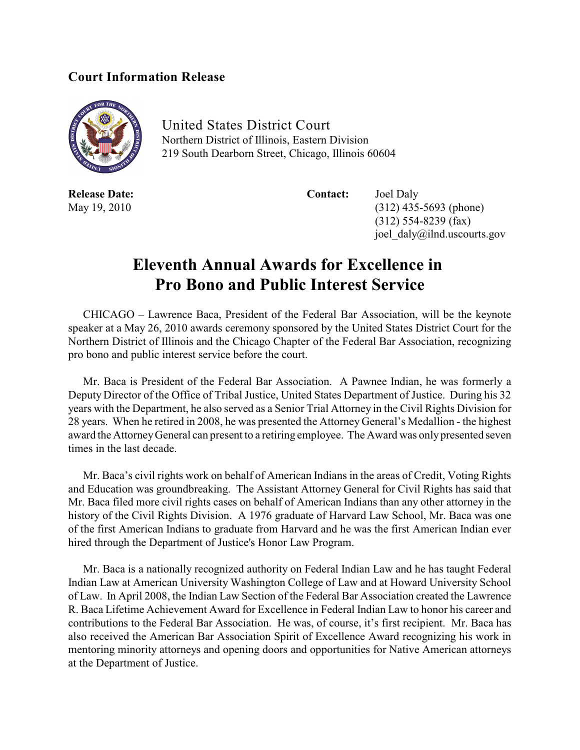**Court Information Release**

United States District Court
Northern District of Illinois, Eastern Division
219 South Dearborn Street, Chicago, Illinois 60604

**Release Date:**
May 19, 2010

**Contact:** Joel Daly
(312) 435-5693 (phone)
(312) 554-8239 (fax)
joel_daly@ilnd.uscourts.gov

# Eleventh Annual Awards for Excellence in Pro Bono and Public Interest Service

CHICAGO – Lawrence Baca, President of the Federal Bar Association, will be the keynote speaker at a May 26, 2010 awards ceremony sponsored by the United States District Court for the Northern District of Illinois and the Chicago Chapter of the Federal Bar Association, recognizing pro bono and public interest service before the court.

Mr. Baca is President of the Federal Bar Association. A Pawnee Indian, he was formerly a Deputy Director of the Office of Tribal Justice, United States Department of Justice. During his 32 years with the Department, he also served as a Senior Trial Attorney in the Civil Rights Division for 28 years. When he retired in 2008, he was presented the Attorney General's Medallion - the highest award the Attorney General can present to a retiring employee. The Award was only presented seven times in the last decade.

Mr. Baca's civil rights work on behalf of American Indians in the areas of Credit, Voting Rights and Education was groundbreaking. The Assistant Attorney General for Civil Rights has said that Mr. Baca filed more civil rights cases on behalf of American Indians than any other attorney in the history of the Civil Rights Division. A 1976 graduate of Harvard Law School, Mr. Baca was one of the first American Indians to graduate from Harvard and he was the first American Indian ever hired through the Department of Justice's Honor Law Program.

Mr. Baca is a nationally recognized authority on Federal Indian Law and he has taught Federal Indian Law at American University Washington College of Law and at Howard University School of Law. In April 2008, the Indian Law Section of the Federal Bar Association created the Lawrence R. Baca Lifetime Achievement Award for Excellence in Federal Indian Law to honor his career and contributions to the Federal Bar Association. He was, of course, it's first recipient. Mr. Baca has also received the American Bar Association Spirit of Excellence Award recognizing his work in mentoring minority attorneys and opening doors and opportunities for Native American attorneys at the Department of Justice.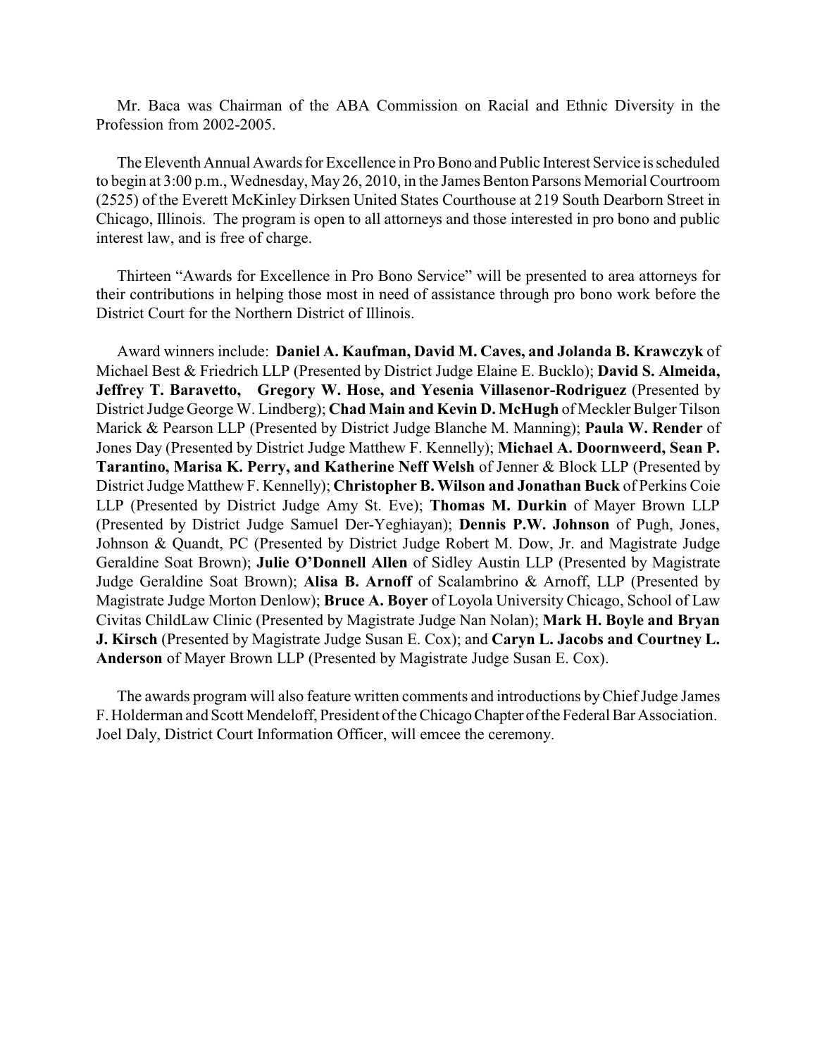Mr. Baca was Chairman of the ABA Commission on Racial and Ethnic Diversity in the Profession from 2002-2005.

The Eleventh Annual Awards for Excellence in Pro Bono and Public Interest Service is scheduled to begin at 3:00 p.m., Wednesday, May 26, 2010, in the James Benton Parsons Memorial Courtroom (2525) of the Everett McKinley Dirksen United States Courthouse at 219 South Dearborn Street in Chicago, Illinois. The program is open to all attorneys and those interested in pro bono and public interest law, and is free of charge.

Thirteen "Awards for Excellence in Pro Bono Service" will be presented to area attorneys for their contributions in helping those most in need of assistance through pro bono work before the District Court for the Northern District of Illinois.

Award winners include: **Daniel A. Kaufman, David M. Caves, and Jolanda B. Krawczyk** of Michael Best & Friedrich LLP (Presented by District Judge Elaine E. Bucklo); **David S. Almeida, Jeffrey T. Baravetto, Gregory W. Hose, and Yesenia Villasenor-Rodriguez** (Presented by District Judge George W. Lindberg); **Chad Main and Kevin D. McHugh** of Meckler Bulger Tilson Marick & Pearson LLP (Presented by District Judge Blanche M. Manning); **Paula W. Render** of Jones Day (Presented by District Judge Matthew F. Kennelly); **Michael A. Doornweerd, Sean P. Tarantino, Marisa K. Perry, and Katherine Neff Welsh** of Jenner & Block LLP (Presented by District Judge Matthew F. Kennelly); **Christopher B. Wilson and Jonathan Buck** of Perkins Coie LLP (Presented by District Judge Amy St. Eve); **Thomas M. Durkin** of Mayer Brown LLP (Presented by District Judge Samuel Der-Yeghiayan); **Dennis P.W. Johnson** of Pugh, Jones, Johnson & Quandt, PC (Presented by District Judge Robert M. Dow, Jr. and Magistrate Judge Geraldine Soat Brown); **Julie O'Donnell Allen** of Sidley Austin LLP (Presented by Magistrate Judge Geraldine Soat Brown); **Alisa B. Arnoff** of Scalambrino & Arnoff, LLP (Presented by Magistrate Judge Morton Denlow); **Bruce A. Boyer** of Loyola University Chicago, School of Law Civitas ChildLaw Clinic (Presented by Magistrate Judge Nan Nolan); **Mark H. Boyle and Bryan J. Kirsch** (Presented by Magistrate Judge Susan E. Cox); and **Caryn L. Jacobs and Courtney L. Anderson** of Mayer Brown LLP (Presented by Magistrate Judge Susan E. Cox).

The awards program will also feature written comments and introductions by Chief Judge James F. Holderman and Scott Mendeloff, President of the Chicago Chapter of the Federal Bar Association. Joel Daly, District Court Information Officer, will emcee the ceremony.